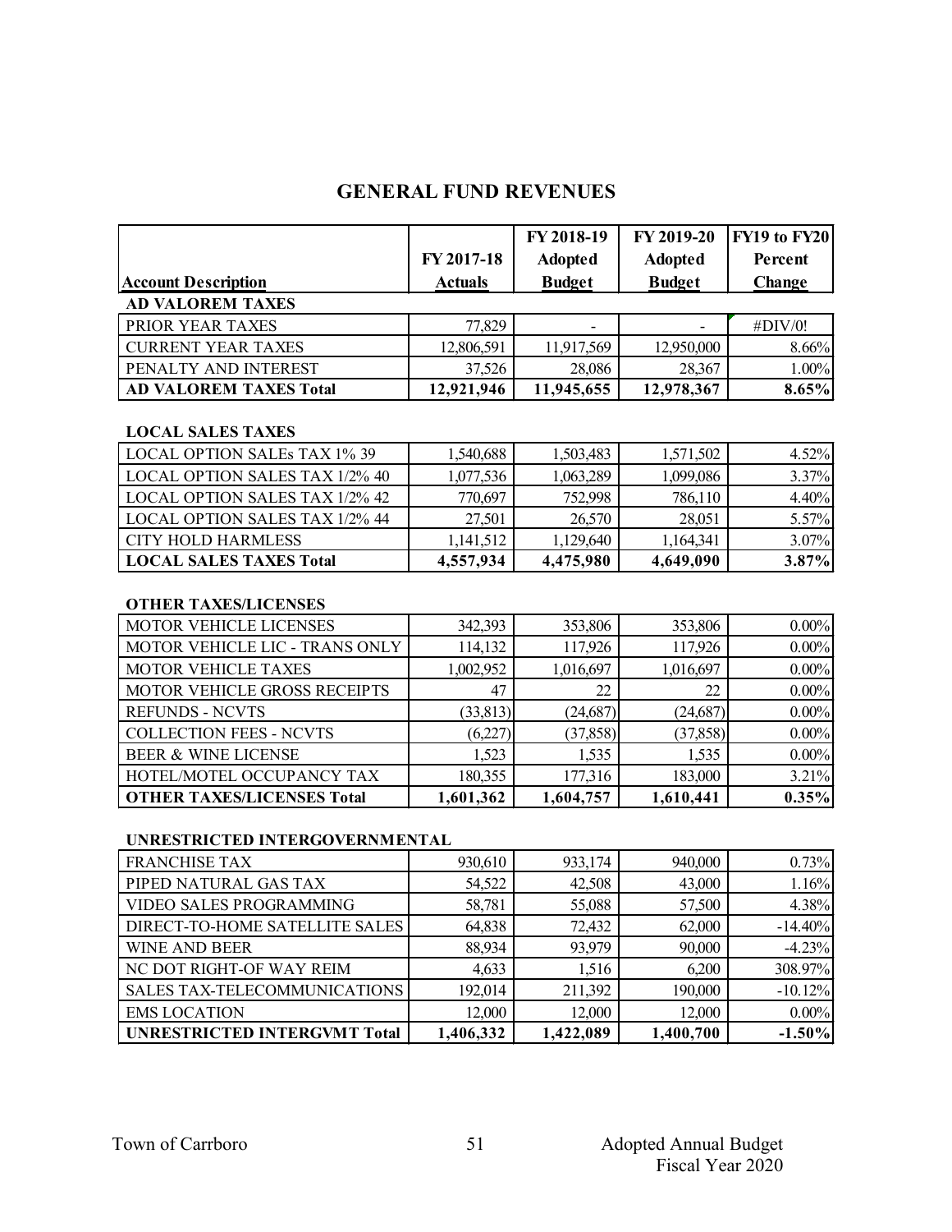# GENERAL FUND REVENUES

| Account Description | FY 2017-18 Actuals | FY 2018-19 Adopted Budget | FY 2019-20 Adopted Budget | FY19 to FY20 Percent Change |
|---|---|---|---|---|
| **AD VALOREM TAXES** | | | | |
| PRIOR YEAR TAXES | 77,829 | - | - | #DIV/0! |
| CURRENT YEAR TAXES | 12,806,591 | 11,917,569 | 12,950,000 | 8.66% |
| PENALTY AND INTEREST | 37,526 | 28,086 | 28,367 | 1.00% |
| **AD VALOREM TAXES Total** | **12,921,946** | **11,945,655** | **12,978,367** | **8.65%** |
| | | | | |
| **LOCAL SALES TAXES** | | | | |
| LOCAL OPTION SALEs TAX 1% 39 | 1,540,688 | 1,503,483 | 1,571,502 | 4.52% |
| LOCAL OPTION SALES TAX 1/2% 40 | 1,077,536 | 1,063,289 | 1,099,086 | 3.37% |
| LOCAL OPTION SALES TAX 1/2% 42 | 770,697 | 752,998 | 786,110 | 4.40% |
| LOCAL OPTION SALES TAX 1/2% 44 | 27,501 | 26,570 | 28,051 | 5.57% |
| CITY HOLD HARMLESS | 1,141,512 | 1,129,640 | 1,164,341 | 3.07% |
| **LOCAL SALES TAXES Total** | **4,557,934** | **4,475,980** | **4,649,090** | **3.87%** |
| | | | | |
| **OTHER TAXES/LICENSES** | | | | |
| MOTOR VEHICLE LICENSES | 342,393 | 353,806 | 353,806 | 0.00% |
| MOTOR VEHICLE LIC - TRANS ONLY | 114,132 | 117,926 | 117,926 | 0.00% |
| MOTOR VEHICLE TAXES | 1,002,952 | 1,016,697 | 1,016,697 | 0.00% |
| MOTOR VEHICLE GROSS RECEIPTS | 47 | 22 | 22 | 0.00% |
| REFUNDS - NCVTS | (33,813) | (24,687) | (24,687) | 0.00% |
| COLLECTION FEES - NCVTS | (6,227) | (37,858) | (37,858) | 0.00% |
| BEER & WINE LICENSE | 1,523 | 1,535 | 1,535 | 0.00% |
| HOTEL/MOTEL OCCUPANCY TAX | 180,355 | 177,316 | 183,000 | 3.21% |
| **OTHER TAXES/LICENSES Total** | **1,601,362** | **1,604,757** | **1,610,441** | **0.35%** |
| | | | | |
| **UNRESTRICTED INTERGOVERNMENTAL** | | | | |
| FRANCHISE TAX | 930,610 | 933,174 | 940,000 | 0.73% |
| PIPED NATURAL GAS TAX | 54,522 | 42,508 | 43,000 | 1.16% |
| VIDEO SALES PROGRAMMING | 58,781 | 55,088 | 57,500 | 4.38% |
| DIRECT-TO-HOME SATELLITE SALES | 64,838 | 72,432 | 62,000 | -14.40% |
| WINE AND BEER | 88,934 | 93,979 | 90,000 | -4.23% |
| NC DOT RIGHT-OF WAY REIM | 4,633 | 1,516 | 6,200 | 308.97% |
| SALES TAX-TELECOMMUNICATIONS | 192,014 | 211,392 | 190,000 | -10.12% |
| EMS LOCATION | 12,000 | 12,000 | 12,000 | 0.00% |
| **UNRESTRICTED INTERGVMT Total** | **1,406,332** | **1,422,089** | **1,400,700** | **-1.50%** |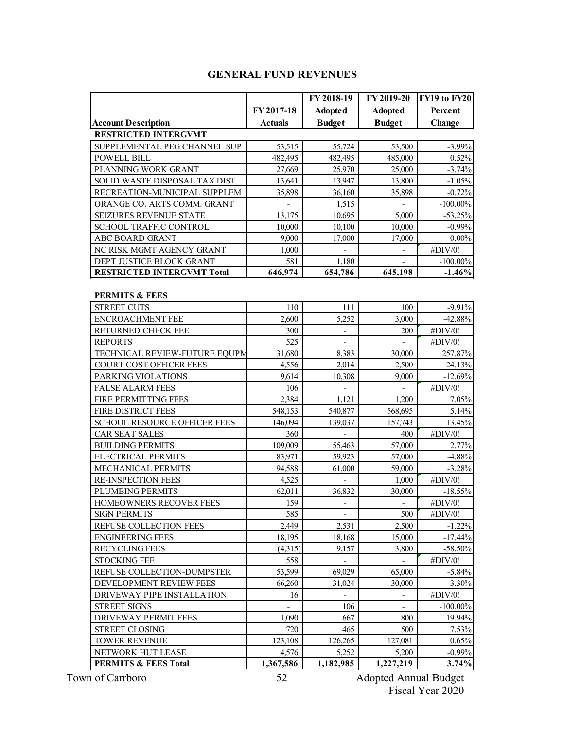# GENERAL FUND REVENUES

| Account Description | FY 2017-18 Actuals | FY 2018-19 Adopted Budget | FY 2019-20 Adopted Budget | FY19 to FY20 Percent Change |
|---|---|---|---|---|
| **RESTRICTED INTERGVMT** | | | | |
| SUPPLEMENTAL PEG CHANNEL SUP | 53,515 | 55,724 | 53,500 | -3.99% |
| POWELL BILL | 482,495 | 482,495 | 485,000 | 0.52% |
| PLANNING WORK GRANT | 27,669 | 25,970 | 25,000 | -3.74% |
| SOLID WASTE DISPOSAL TAX DIST | 13,641 | 13,947 | 13,800 | -1.05% |
| RECREATION-MUNICIPAL SUPPLEM | 35,898 | 36,160 | 35,898 | -0.72% |
| ORANGE CO. ARTS COMM. GRANT | - | 1,515 | - | -100.00% |
| SEIZURES REVENUE STATE | 13,175 | 10,695 | 5,000 | -53.25% |
| SCHOOL TRAFFIC CONTROL | 10,000 | 10,100 | 10,000 | -0.99% |
| ABC BOARD GRANT | 9,000 | 17,000 | 17,000 | 0.00% |
| NC RISK MGMT AGENCY GRANT | 1,000 | - | - | #DIV/0! |
| DEPT JUSTICE BLOCK GRANT | 581 | 1,180 | - | -100.00% |
| **RESTRICTED INTERGVMT Total** | **646,974** | **654,786** | **645,198** | **-1.46%** |

| Account Description | FY 2017-18 Actuals | FY 2018-19 Adopted Budget | FY 2019-20 Adopted Budget | FY19 to FY20 Percent Change |
|---|---|---|---|---|
| **PERMITS & FEES** | | | | |
| STREET CUTS | 110 | 111 | 100 | -9.91% |
| ENCROACHMENT FEE | 2,600 | 5,252 | 3,000 | -42.88% |
| RETURNED CHECK FEE | 300 | - | 200 | #DIV/0! |
| REPORTS | 525 | - | - | #DIV/0! |
| TECHNICAL REVIEW-FUTURE EQUPM | 31,680 | 8,383 | 30,000 | 257.87% |
| COURT COST OFFICER FEES | 4,556 | 2,014 | 2,500 | 24.13% |
| PARKING VIOLATIONS | 9,614 | 10,308 | 9,000 | -12.69% |
| FALSE ALARM FEES | 106 | - | - | #DIV/0! |
| FIRE PERMITTING FEES | 2,384 | 1,121 | 1,200 | 7.05% |
| FIRE DISTRICT FEES | 548,153 | 540,877 | 568,695 | 5.14% |
| SCHOOL RESOURCE OFFICER FEES | 146,094 | 139,037 | 157,743 | 13.45% |
| CAR SEAT SALES | 360 | - | 400 | #DIV/0! |
| BUILDING PERMITS | 109,009 | 55,463 | 57,000 | 2.77% |
| ELECTRICAL PERMITS | 83,971 | 59,923 | 57,000 | -4.88% |
| MECHANICAL PERMITS | 94,588 | 61,000 | 59,000 | -3.28% |
| RE-INSPECTION FEES | 4,525 | - | 1,000 | #DIV/0! |
| PLUMBING PERMITS | 62,011 | 36,832 | 30,000 | -18.55% |
| HOMEOWNERS RECOVER FEES | 159 | - | - | #DIV/0! |
| SIGN PERMITS | 585 | - | 500 | #DIV/0! |
| REFUSE COLLECTION FEES | 2,449 | 2,531 | 2,500 | -1.22% |
| ENGINEERING FEES | 18,195 | 18,168 | 15,000 | -17.44% |
| RECYCLING FEES | (4,315) | 9,157 | 3,800 | -58.50% |
| STOCKING FEE | 558 | - | - | #DIV/0! |
| REFUSE COLLECTION-DUMPSTER | 53,599 | 69,029 | 65,000 | -5.84% |
| DEVELOPMENT REVIEW FEES | 66,260 | 31,024 | 30,000 | -3.30% |
| DRIVEWAY PIPE INSTALLATION | 16 | - | - | #DIV/0! |
| STREET SIGNS | - | 106 | - | -100.00% |
| DRIVEWAY PERMIT FEES | 1,090 | 667 | 800 | 19.94% |
| STREET CLOSING | 720 | 465 | 500 | 7.53% |
| TOWER REVENUE | 123,108 | 126,265 | 127,081 | 0.65% |
| NETWORK HUT LEASE | 4,576 | 5,252 | 5,200 | -0.99% |
| **PERMITS & FEES Total** | **1,367,586** | **1,182,985** | **1,227,219** | **3.74%** |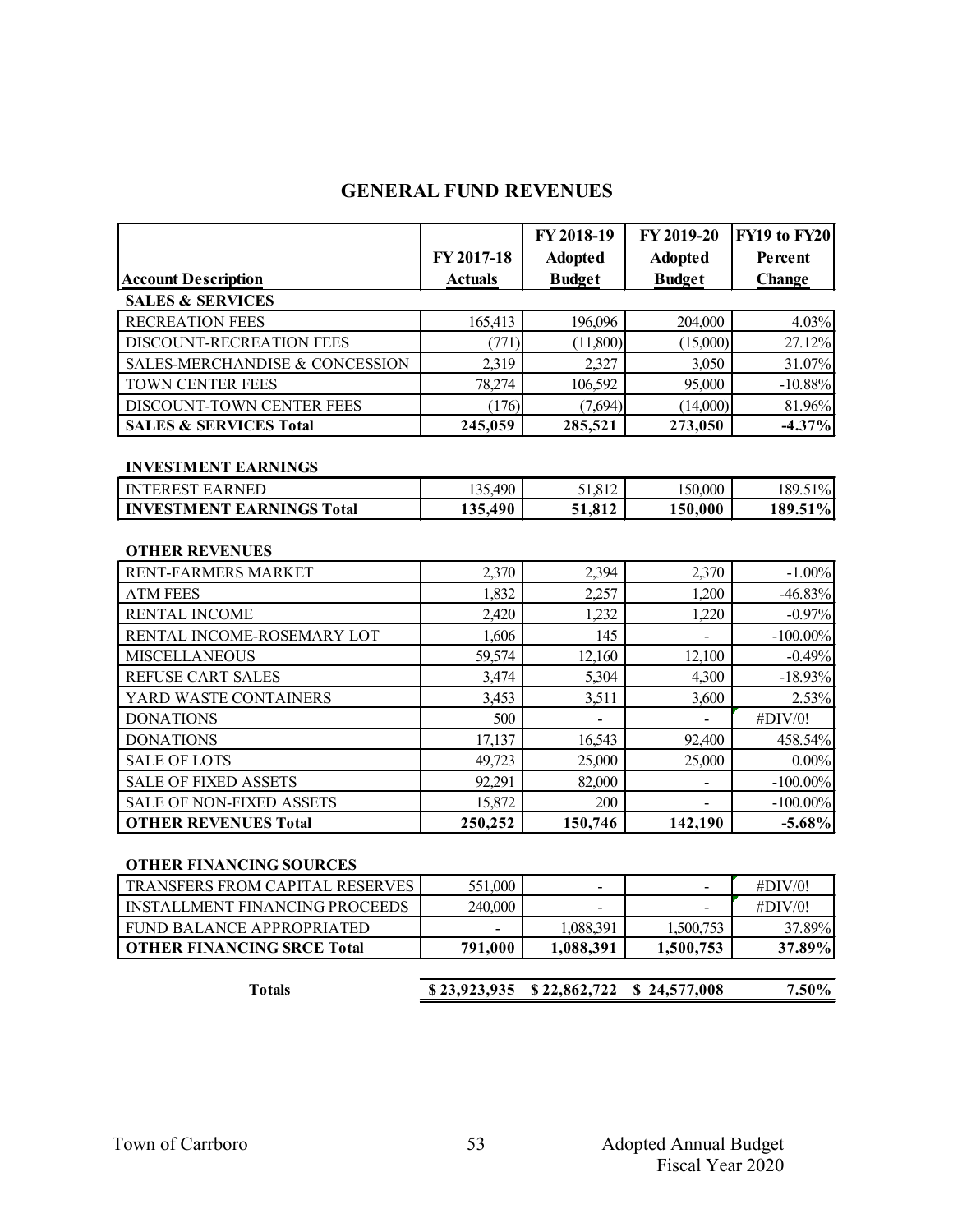## GENERAL FUND REVENUES

| Account Description | FY 2017-18 Actuals | FY 2018-19 Adopted Budget | FY 2019-20 Adopted Budget | FY19 to FY20 Percent Change |
|---|---|---|---|---|
| **SALES & SERVICES** | | | | |
| RECREATION FEES | 165,413 | 196,096 | 204,000 | 4.03% |
| DISCOUNT-RECREATION FEES | (771) | (11,800) | (15,000) | 27.12% |
| SALES-MERCHANDISE & CONCESSION | 2,319 | 2,327 | 3,050 | 31.07% |
| TOWN CENTER FEES | 78,274 | 106,592 | 95,000 | -10.88% |
| DISCOUNT-TOWN CENTER FEES | (176) | (7,694) | (14,000) | 81.96% |
| **SALES & SERVICES Total** | **245,059** | **285,521** | **273,050** | **-4.37%** |
| | | | | |
| **INVESTMENT EARNINGS** | | | | |
| INTEREST EARNED | 135,490 | 51,812 | 150,000 | 189.51% |
| **INVESTMENT EARNINGS Total** | **135,490** | **51,812** | **150,000** | **189.51%** |
| | | | | |
| **OTHER REVENUES** | | | | |
| RENT-FARMERS MARKET | 2,370 | 2,394 | 2,370 | -1.00% |
| ATM FEES | 1,832 | 2,257 | 1,200 | -46.83% |
| RENTAL INCOME | 2,420 | 1,232 | 1,220 | -0.97% |
| RENTAL INCOME-ROSEMARY LOT | 1,606 | 145 | - | -100.00% |
| MISCELLANEOUS | 59,574 | 12,160 | 12,100 | -0.49% |
| REFUSE CART SALES | 3,474 | 5,304 | 4,300 | -18.93% |
| YARD WASTE CONTAINERS | 3,453 | 3,511 | 3,600 | 2.53% |
| DONATIONS | 500 | - | - | #DIV/0! |
| DONATIONS | 17,137 | 16,543 | 92,400 | 458.54% |
| SALE OF LOTS | 49,723 | 25,000 | 25,000 | 0.00% |
| SALE OF FIXED ASSETS | 92,291 | 82,000 | - | -100.00% |
| SALE OF NON-FIXED ASSETS | 15,872 | 200 | - | -100.00% |
| **OTHER REVENUES Total** | **250,252** | **150,746** | **142,190** | **-5.68%** |
| | | | | |
| **OTHER FINANCING SOURCES** | | | | |
| TRANSFERS FROM CAPITAL RESERVES | 551,000 | - | - | #DIV/0! |
| INSTALLMENT FINANCING PROCEEDS | 240,000 | - | - | #DIV/0! |
| FUND BALANCE APPROPRIATED | - | 1,088,391 | 1,500,753 | 37.89% |
| **OTHER FINANCING SRCE Total** | **791,000** | **1,088,391** | **1,500,753** | **37.89%** |
| | | | | |
| **Totals** | **$ 23,923,935** | **$ 22,862,722** | **$ 24,577,008** | **7.50%** |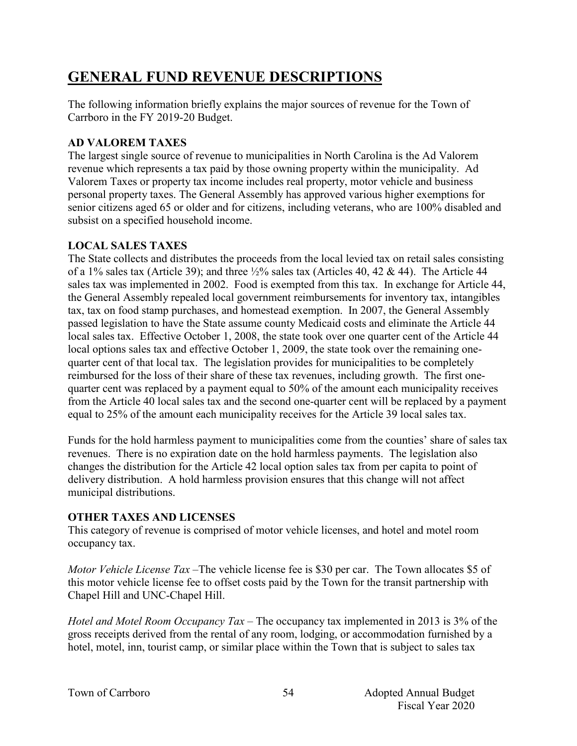# GENERAL FUND REVENUE DESCRIPTIONS

The following information briefly explains the major sources of revenue for the Town of Carrboro in the FY 2019-20 Budget.

### AD VALOREM TAXES

The largest single source of revenue to municipalities in North Carolina is the Ad Valorem revenue which represents a tax paid by those owning property within the municipality. Ad Valorem Taxes or property tax income includes real property, motor vehicle and business personal property taxes. The General Assembly has approved various higher exemptions for senior citizens aged 65 or older and for citizens, including veterans, who are 100% disabled and subsist on a specified household income.

### LOCAL SALES TAXES

The State collects and distributes the proceeds from the local levied tax on retail sales consisting of a 1% sales tax (Article 39); and three ½% sales tax (Articles 40, 42 & 44). The Article 44 sales tax was implemented in 2002. Food is exempted from this tax. In exchange for Article 44, the General Assembly repealed local government reimbursements for inventory tax, intangibles tax, tax on food stamp purchases, and homestead exemption. In 2007, the General Assembly passed legislation to have the State assume county Medicaid costs and eliminate the Article 44 local sales tax. Effective October 1, 2008, the state took over one quarter cent of the Article 44 local options sales tax and effective October 1, 2009, the state took over the remaining one-quarter cent of that local tax. The legislation provides for municipalities to be completely reimbursed for the loss of their share of these tax revenues, including growth. The first one-quarter cent was replaced by a payment equal to 50% of the amount each municipality receives from the Article 40 local sales tax and the second one-quarter cent will be replaced by a payment equal to 25% of the amount each municipality receives for the Article 39 local sales tax.

Funds for the hold harmless payment to municipalities come from the counties' share of sales tax revenues. There is no expiration date on the hold harmless payments. The legislation also changes the distribution for the Article 42 local option sales tax from per capita to point of delivery distribution. A hold harmless provision ensures that this change will not affect municipal distributions.

### OTHER TAXES AND LICENSES

This category of revenue is comprised of motor vehicle licenses, and hotel and motel room occupancy tax.

*Motor Vehicle License Tax* –The vehicle license fee is $30 per car. The Town allocates $5 of this motor vehicle license fee to offset costs paid by the Town for the transit partnership with Chapel Hill and UNC-Chapel Hill.

*Hotel and Motel Room Occupancy Tax* – The occupancy tax implemented in 2013 is 3% of the gross receipts derived from the rental of any room, lodging, or accommodation furnished by a hotel, motel, inn, tourist camp, or similar place within the Town that is subject to sales tax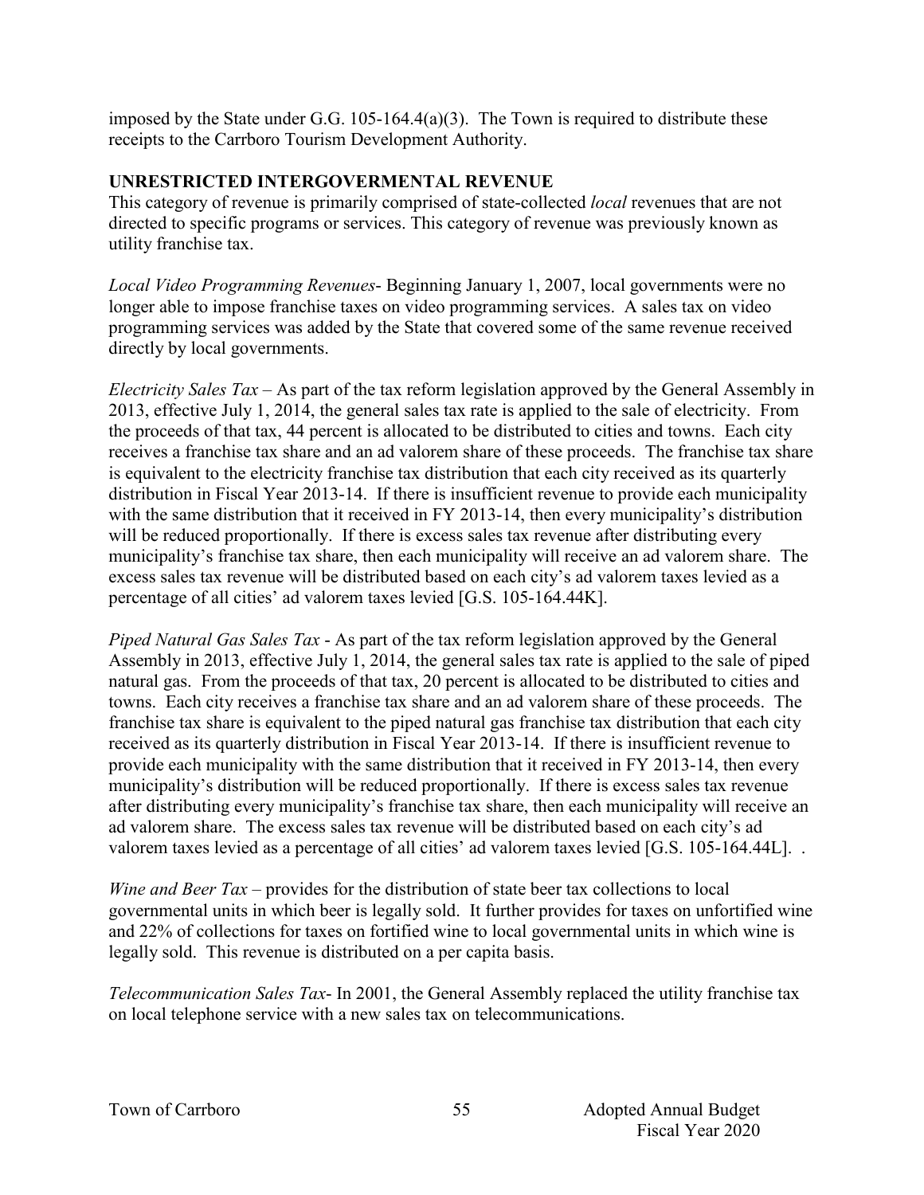imposed by the State under G.G. 105-164.4(a)(3). The Town is required to distribute these receipts to the Carrboro Tourism Development Authority.

## UNRESTRICTED INTERGOVERMENTAL REVENUE

This category of revenue is primarily comprised of state-collected *local* revenues that are not directed to specific programs or services. This category of revenue was previously known as utility franchise tax.

*Local Video Programming Revenues*- Beginning January 1, 2007, local governments were no longer able to impose franchise taxes on video programming services. A sales tax on video programming services was added by the State that covered some of the same revenue received directly by local governments.

*Electricity Sales Tax* – As part of the tax reform legislation approved by the General Assembly in 2013, effective July 1, 2014, the general sales tax rate is applied to the sale of electricity. From the proceeds of that tax, 44 percent is allocated to be distributed to cities and towns. Each city receives a franchise tax share and an ad valorem share of these proceeds. The franchise tax share is equivalent to the electricity franchise tax distribution that each city received as its quarterly distribution in Fiscal Year 2013-14. If there is insufficient revenue to provide each municipality with the same distribution that it received in FY 2013-14, then every municipality's distribution will be reduced proportionally. If there is excess sales tax revenue after distributing every municipality's franchise tax share, then each municipality will receive an ad valorem share. The excess sales tax revenue will be distributed based on each city's ad valorem taxes levied as a percentage of all cities' ad valorem taxes levied [G.S. 105-164.44K].

*Piped Natural Gas Sales Tax* - As part of the tax reform legislation approved by the General Assembly in 2013, effective July 1, 2014, the general sales tax rate is applied to the sale of piped natural gas. From the proceeds of that tax, 20 percent is allocated to be distributed to cities and towns. Each city receives a franchise tax share and an ad valorem share of these proceeds. The franchise tax share is equivalent to the piped natural gas franchise tax distribution that each city received as its quarterly distribution in Fiscal Year 2013-14. If there is insufficient revenue to provide each municipality with the same distribution that it received in FY 2013-14, then every municipality's distribution will be reduced proportionally. If there is excess sales tax revenue after distributing every municipality's franchise tax share, then each municipality will receive an ad valorem share. The excess sales tax revenue will be distributed based on each city's ad valorem taxes levied as a percentage of all cities' ad valorem taxes levied [G.S. 105-164.44L]. .

*Wine and Beer Tax* – provides for the distribution of state beer tax collections to local governmental units in which beer is legally sold. It further provides for taxes on unfortified wine and 22% of collections for taxes on fortified wine to local governmental units in which wine is legally sold. This revenue is distributed on a per capita basis.

*Telecommunication Sales Tax*- In 2001, the General Assembly replaced the utility franchise tax on local telephone service with a new sales tax on telecommunications.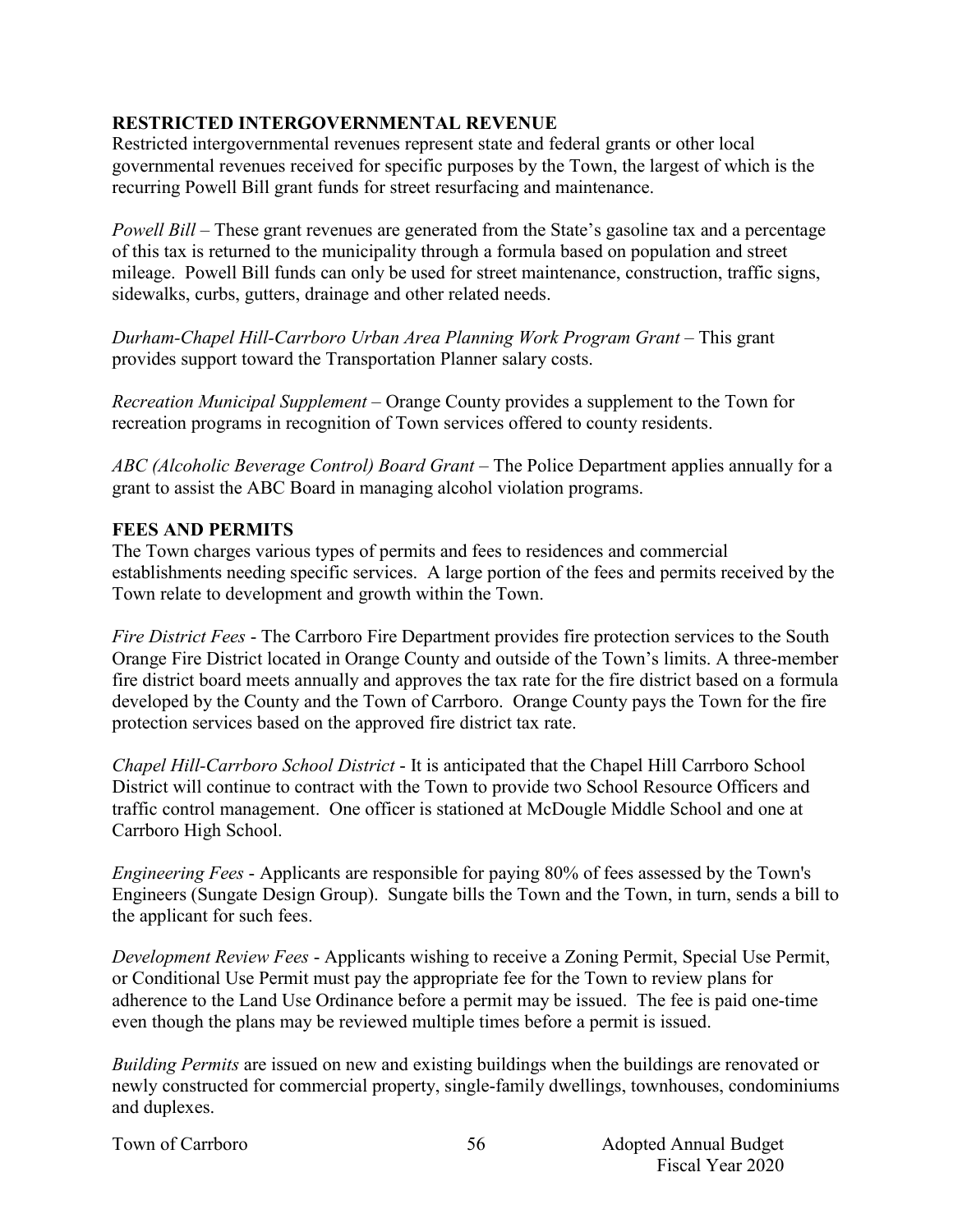## RESTRICTED INTERGOVERNMENTAL REVENUE

Restricted intergovernmental revenues represent state and federal grants or other local governmental revenues received for specific purposes by the Town, the largest of which is the recurring Powell Bill grant funds for street resurfacing and maintenance.

*Powell Bill* – These grant revenues are generated from the State's gasoline tax and a percentage of this tax is returned to the municipality through a formula based on population and street mileage. Powell Bill funds can only be used for street maintenance, construction, traffic signs, sidewalks, curbs, gutters, drainage and other related needs.

*Durham-Chapel Hill-Carrboro Urban Area Planning Work Program Grant* – This grant provides support toward the Transportation Planner salary costs.

*Recreation Municipal Supplement* – Orange County provides a supplement to the Town for recreation programs in recognition of Town services offered to county residents.

*ABC (Alcoholic Beverage Control) Board Grant* – The Police Department applies annually for a grant to assist the ABC Board in managing alcohol violation programs.

## FEES AND PERMITS

The Town charges various types of permits and fees to residences and commercial establishments needing specific services. A large portion of the fees and permits received by the Town relate to development and growth within the Town.

*Fire District Fees* - The Carrboro Fire Department provides fire protection services to the South Orange Fire District located in Orange County and outside of the Town's limits. A three-member fire district board meets annually and approves the tax rate for the fire district based on a formula developed by the County and the Town of Carrboro. Orange County pays the Town for the fire protection services based on the approved fire district tax rate.

*Chapel Hill-Carrboro School District* - It is anticipated that the Chapel Hill Carrboro School District will continue to contract with the Town to provide two School Resource Officers and traffic control management. One officer is stationed at McDougle Middle School and one at Carrboro High School.

*Engineering Fees* - Applicants are responsible for paying 80% of fees assessed by the Town's Engineers (Sungate Design Group). Sungate bills the Town and the Town, in turn, sends a bill to the applicant for such fees.

*Development Review Fees* - Applicants wishing to receive a Zoning Permit, Special Use Permit, or Conditional Use Permit must pay the appropriate fee for the Town to review plans for adherence to the Land Use Ordinance before a permit may be issued. The fee is paid one-time even though the plans may be reviewed multiple times before a permit is issued.

*Building Permits* are issued on new and existing buildings when the buildings are renovated or newly constructed for commercial property, single-family dwellings, townhouses, condominiums and duplexes.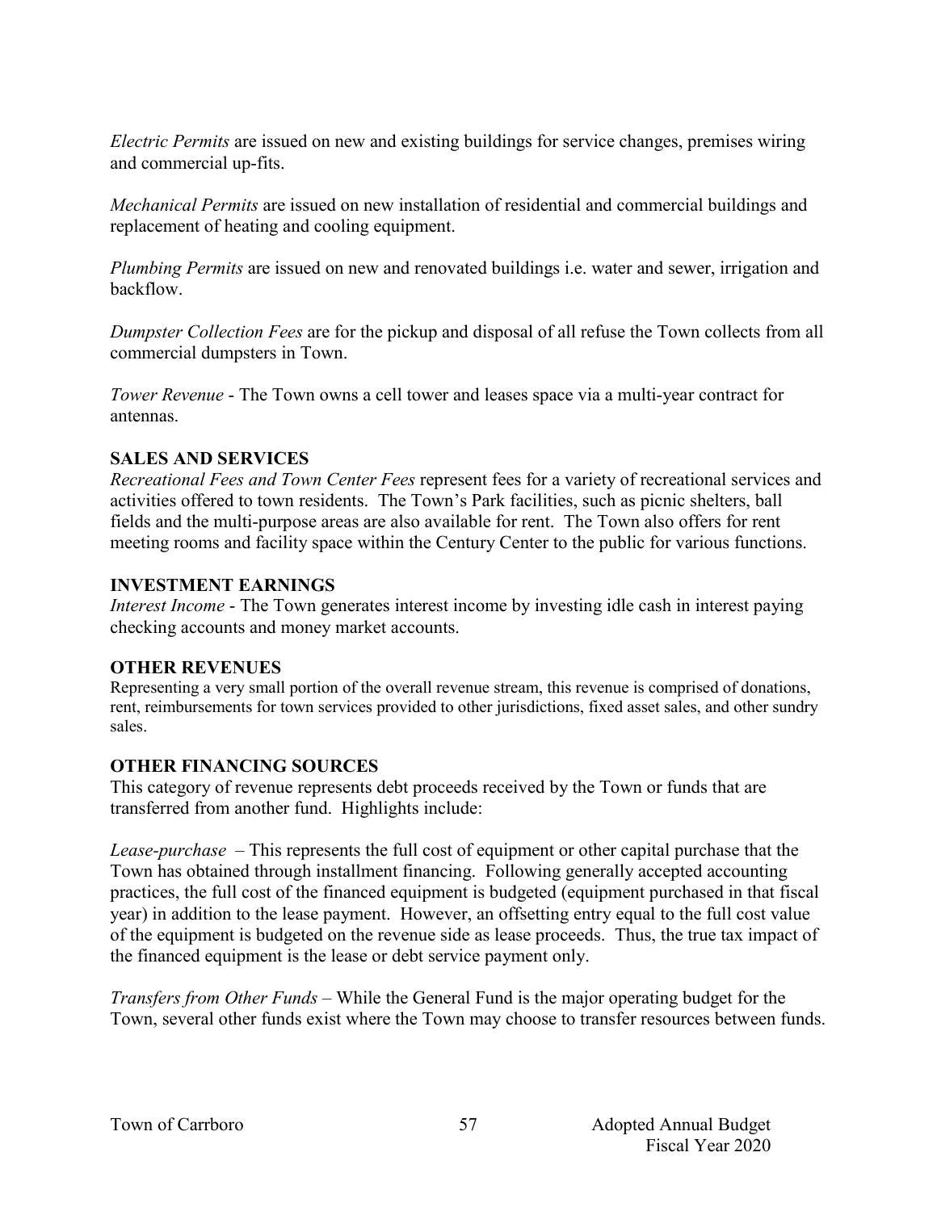*Electric Permits* are issued on new and existing buildings for service changes, premises wiring and commercial up-fits.

*Mechanical Permits* are issued on new installation of residential and commercial buildings and replacement of heating and cooling equipment.

*Plumbing Permits* are issued on new and renovated buildings i.e. water and sewer, irrigation and backflow.

*Dumpster Collection Fees* are for the pickup and disposal of all refuse the Town collects from all commercial dumpsters in Town.

*Tower Revenue* - The Town owns a cell tower and leases space via a multi-year contract for antennas.

**SALES AND SERVICES**

*Recreational Fees and Town Center Fees* represent fees for a variety of recreational services and activities offered to town residents. The Town's Park facilities, such as picnic shelters, ball fields and the multi-purpose areas are also available for rent. The Town also offers for rent meeting rooms and facility space within the Century Center to the public for various functions.

**INVESTMENT EARNINGS**

*Interest Income* - The Town generates interest income by investing idle cash in interest paying checking accounts and money market accounts.

**OTHER REVENUES**

Representing a very small portion of the overall revenue stream, this revenue is comprised of donations, rent, reimbursements for town services provided to other jurisdictions, fixed asset sales, and other sundry sales.

**OTHER FINANCING SOURCES**

This category of revenue represents debt proceeds received by the Town or funds that are transferred from another fund. Highlights include:

*Lease-purchase* – This represents the full cost of equipment or other capital purchase that the Town has obtained through installment financing. Following generally accepted accounting practices, the full cost of the financed equipment is budgeted (equipment purchased in that fiscal year) in addition to the lease payment. However, an offsetting entry equal to the full cost value of the equipment is budgeted on the revenue side as lease proceeds. Thus, the true tax impact of the financed equipment is the lease or debt service payment only.

*Transfers from Other Funds* – While the General Fund is the major operating budget for the Town, several other funds exist where the Town may choose to transfer resources between funds.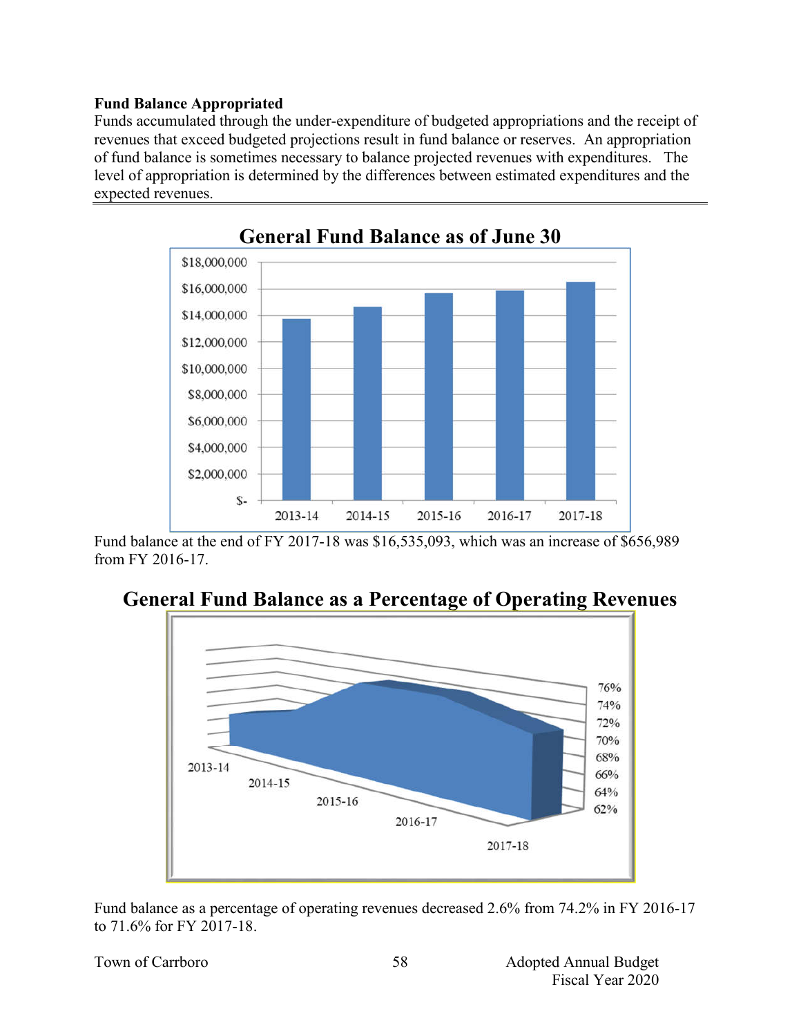**Fund Balance Appropriated**

Funds accumulated through the under-expenditure of budgeted appropriations and the receipt of revenues that exceed budgeted projections result in fund balance or reserves. An appropriation of fund balance is sometimes necessary to balance projected revenues with expenditures. The level of appropriation is determined by the differences between estimated expenditures and the expected revenues.

## General Fund Balance as of June 30

Fund balance at the end of FY 2017-18 was $16,535,093, which was an increase of $656,989 from FY 2016-17.

## General Fund Balance as a Percentage of Operating Revenues

Fund balance as a percentage of operating revenues decreased 2.6% from 74.2% in FY 2016-17 to 71.6% for FY 2017-18.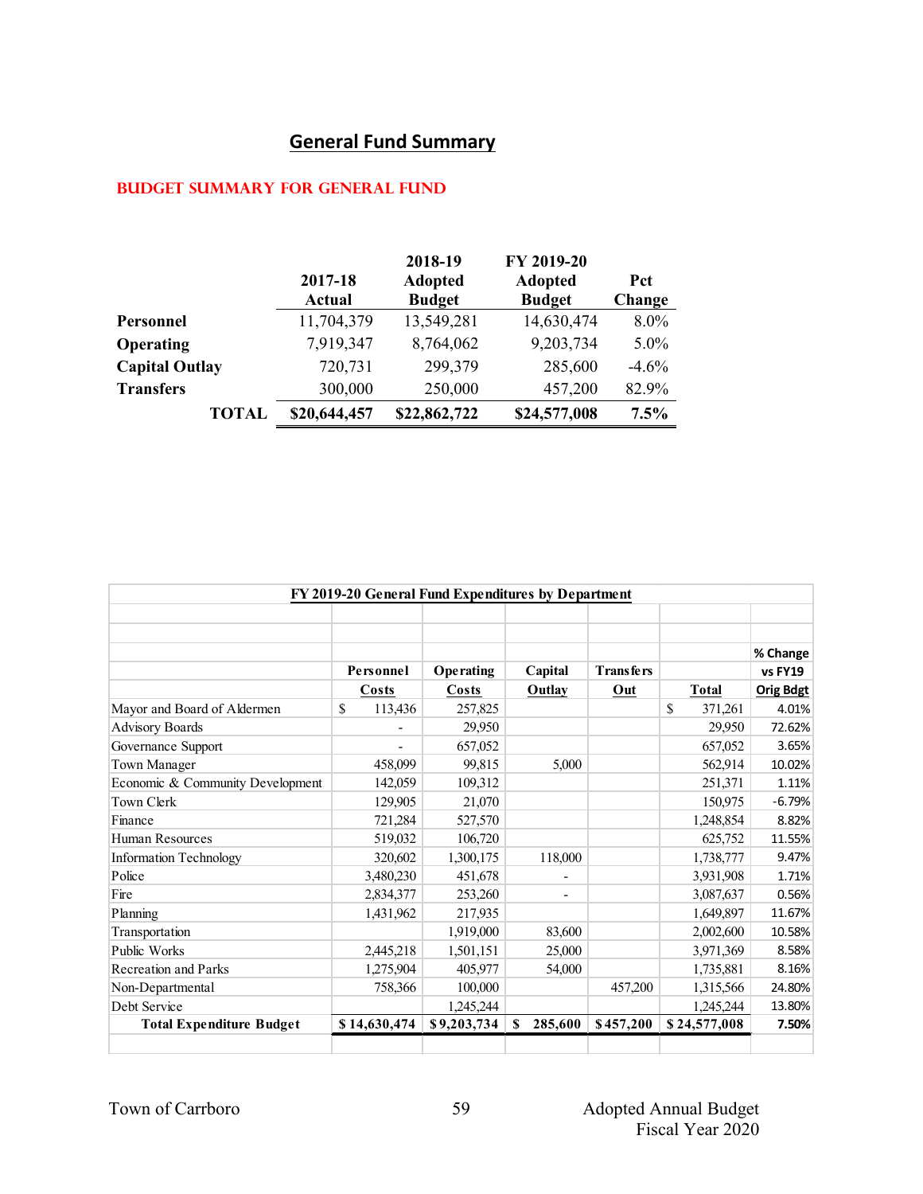## General Fund Summary

### BUDGET SUMMARY FOR GENERAL FUND

| | 2017-18 Actual | 2018-19 Adopted Budget | FY 2019-20 Adopted Budget | Pct Change |
|---|---|---|---|---|
| **Personnel** | 11,704,379 | 13,549,281 | 14,630,474 | 8.0% |
| **Operating** | 7,919,347 | 8,764,062 | 9,203,734 | 5.0% |
| **Capital Outlay** | 720,731 | 299,379 | 285,600 | -4.6% |
| **Transfers** | 300,000 | 250,000 | 457,200 | 82.9% |
| **TOTAL** | **$20,644,457** | **$22,862,722** | **$24,577,008** | **7.5%** |

**FY 2019-20 General Fund Expenditures by Department**

| | Personnel Costs | Operating Costs | Capital Outlay | Transfers Out | Total | % Change vs FY19 Orig Bdgt |
|---|---|---|---|---|---|---|
| Mayor and Board of Aldermen | $ 113,436 | 257,825 | | | $ 371,261 | 4.01% |
| Advisory Boards | - | 29,950 | | | 29,950 | 72.62% |
| Governance Support | - | 657,052 | | | 657,052 | 3.65% |
| Town Manager | 458,099 | 99,815 | 5,000 | | 562,914 | 10.02% |
| Economic & Community Development | 142,059 | 109,312 | | | 251,371 | 1.11% |
| Town Clerk | 129,905 | 21,070 | | | 150,975 | -6.79% |
| Finance | 721,284 | 527,570 | | | 1,248,854 | 8.82% |
| Human Resources | 519,032 | 106,720 | | | 625,752 | 11.55% |
| Information Technology | 320,602 | 1,300,175 | 118,000 | | 1,738,777 | 9.47% |
| Police | 3,480,230 | 451,678 | - | | 3,931,908 | 1.71% |
| Fire | 2,834,377 | 253,260 | - | | 3,087,637 | 0.56% |
| Planning | 1,431,962 | 217,935 | | | 1,649,897 | 11.67% |
| Transportation | | 1,919,000 | 83,600 | | 2,002,600 | 10.58% |
| Public Works | 2,445,218 | 1,501,151 | 25,000 | | 3,971,369 | 8.58% |
| Recreation and Parks | 1,275,904 | 405,977 | 54,000 | | 1,735,881 | 8.16% |
| Non-Departmental | 758,366 | 100,000 | | 457,200 | 1,315,566 | 24.80% |
| Debt Service | | 1,245,244 | | | 1,245,244 | 13.80% |
| **Total Expenditure Budget** | **$ 14,630,474** | **$ 9,203,734** | **$ 285,600** | **$ 457,200** | **$ 24,577,008** | **7.50%** |